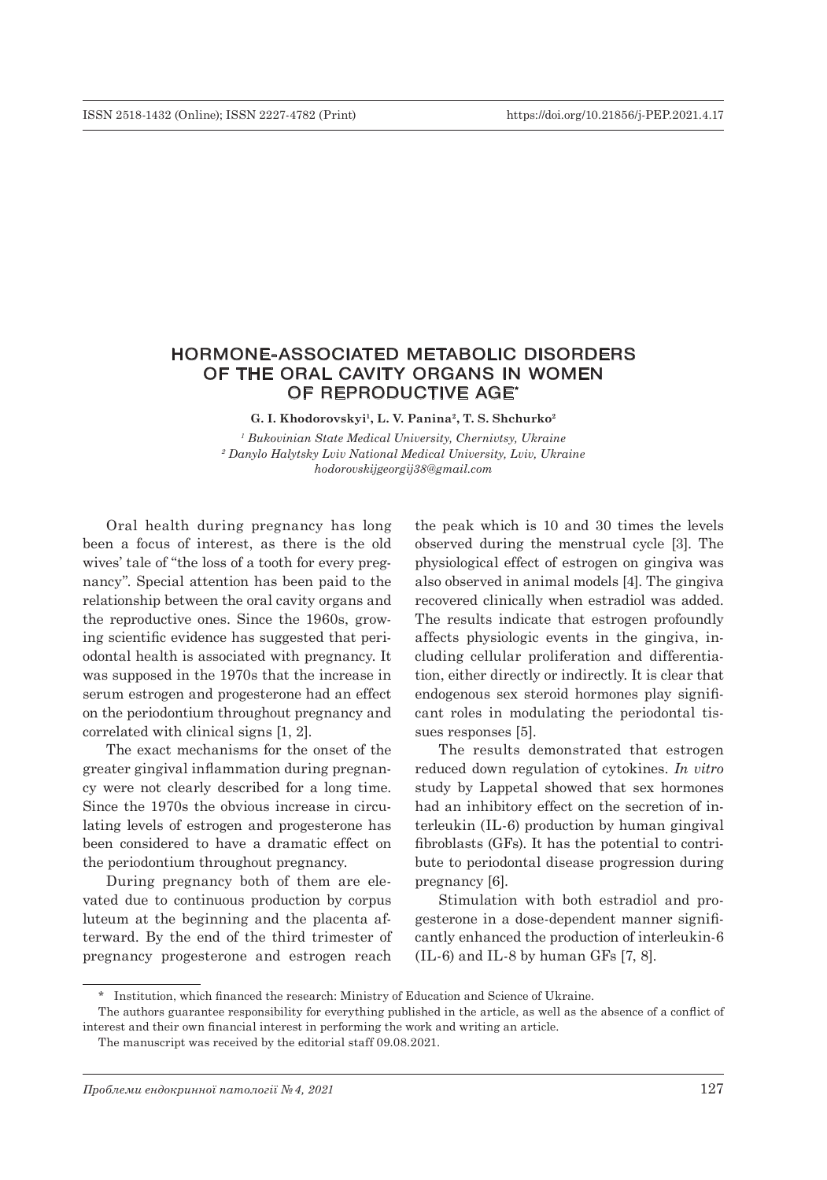# HORMONE-ASSOCIATED METABOLIC DISORDERS OF THE ORAL CAVITY ORGANS IN WOMEN OF REPRODUCTIVE AGE*

**G. I. Khodorovskyi[1], L. V. Panina[2], T. S. Shchurko[2]**

*[1] Bukovinian State Medical University, Chernivtsy, Ukraine*
*[2] Danylo Halytsky Lviv National Medical University, Lviv, Ukraine*
*hodorovskijgeorgij38@gmail.com*

Oral health during pregnancy has long been a focus of interest, as there is the old wives' tale of "the loss of a tooth for every pregnancy". Special attention has been paid to the relationship between the oral cavity organs and the reproductive ones. Since the 1960s, growing scientific evidence has suggested that periodontal health is associated with pregnancy. It was supposed in the 1970s that the increase in serum estrogen and progesterone had an effect on the periodontium throughout pregnancy and correlated with clinical signs [1, 2].

The exact mechanisms for the onset of the greater gingival inflammation during pregnancy were not clearly described for a long time. Since the 1970s the obvious increase in circulating levels of estrogen and progesterone has been considered to have a dramatic effect on the periodontium throughout pregnancy.

During pregnancy both of them are elevated due to continuous production by corpus luteum at the beginning and the placenta afterward. By the end of the third trimester of pregnancy progesterone and estrogen reach the peak which is 10 and 30 times the levels observed during the menstrual cycle [3]. The physiological effect of estrogen on gingiva was also observed in animal models [4]. The gingiva recovered clinically when estradiol was added. The results indicate that estrogen profoundly affects physiologic events in the gingiva, including cellular proliferation and differentiation, either directly or indirectly. It is clear that endogenous sex steroid hormones play significant roles in modulating the periodontal tissues responses [5].

The results demonstrated that estrogen reduced down regulation of cytokines. *In vitro* study by Lappetal showed that sex hormones had an inhibitory effect on the secretion of interleukin (IL-6) production by human gingival fibroblasts (GFs). It has the potential to contribute to periodontal disease progression during pregnancy [6].

Stimulation with both estradiol and progesterone in a dose-dependent manner significantly enhanced the production of interleukin-6 (IL-6) and IL-8 by human GFs [7, 8].

---

\* Institution, which financed the research: Ministry of Education and Science of Ukraine.

The authors guarantee responsibility for everything published in the article, as well as the absence of a conflict of interest and their own financial interest in performing the work and writing an article.

The manuscript was received by the editorial staff 09.08.2021.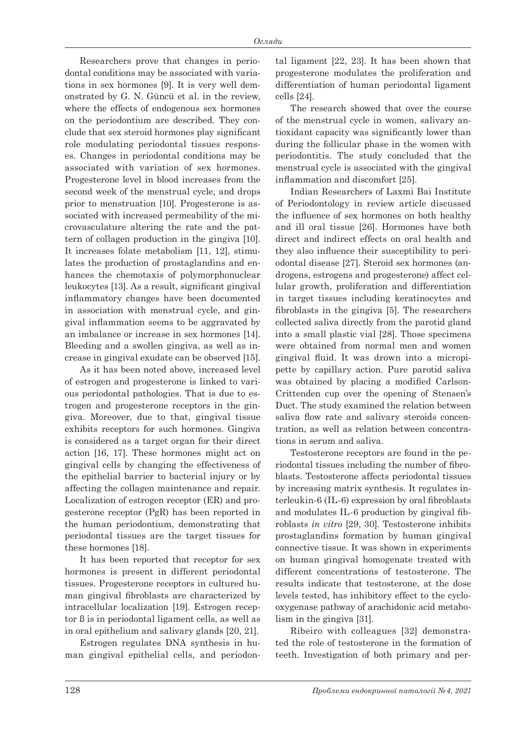Researchers prove that changes in periodontal conditions may be associated with variations in sex hormones [9]. It is very well demonstrated by G. N. Güncü et al. in the review, where the effects of endogenous sex hormones on the periodontium are described. They conclude that sex steroid hormones play significant role modulating periodontal tissues responses. Changes in periodontal conditions may be associated with variation of sex hormones. Progesterone level in blood increases from the second week of the menstrual cycle, and drops prior to menstruation [10]. Progesterone is associated with increased permeability of the microvasculature altering the rate and the pattern of collagen production in the gingiva [10]. It increases folate metabolism [11, 12], stimulates the production of prostaglandins and enhances the chemotaxis of polymorphonuclear leukocytes [13]. As a result, significant gingival inflammatory changes have been documented in association with menstrual cycle, and gingival inflammation seems to be aggravated by an imbalance or increase in sex hormones [14]. Bleeding and a swollen gingiva, as well as increase in gingival exudate can be observed [15].

As it has been noted above, increased level of estrogen and progesterone is linked to various periodontal pathologies. That is due to estrogen and progesterone receptors in the gingiva. Moreover, due to that, gingival tissue exhibits receptors for such hormones. Gingiva is considered as a target organ for their direct action [16, 17]. These hormones might act on gingival cells by changing the effectiveness of the epithelial barrier to bacterial injury or by affecting the collagen maintenance and repair. Localization of estrogen receptor (ER) and progesterone receptor (PgR) has been reported in the human periodontium, demonstrating that periodontal tissues are the target tissues for these hormones [18].

It has been reported that receptor for sex hormones is present in different periodontal tissues. Progesterone receptors in cultured human gingival fibroblasts are characterized by intracellular localization [19]. Estrogen receptor ß is in periodontal ligament cells, as well as in oral epithelium and salivary glands [20, 21].

Estrogen regulates DNA synthesis in human gingival epithelial cells, and periodontal ligament [22, 23]. It has been shown that progesterone modulates the proliferation and differentiation of human periodontal ligament cells [24].

The research showed that over the course of the menstrual cycle in women, salivary antioxidant capacity was significantly lower than during the follicular phase in the women with periodontitis. The study concluded that the menstrual cycle is associated with the gingival inflammation and discomfort [25].

Indian Researchers of Laxmi Bai Institute of Periodontology in review article discussed the influence of sex hormones on both healthy and ill oral tissue [26]. Hormones have both direct and indirect effects on oral health and they also influence their susceptibility to periodontal disease [27]. Steroid sex hormones (androgens, estrogens and progesterone) affect cellular growth, proliferation and differentiation in target tissues including keratinocytes and fibroblasts in the gingiva [5]. The researchers collected saliva directly from the parotid gland into a small plastic vial [28]. Those specimens were obtained from normal men and women gingival fluid. It was drown into a micropipette by capillary action. Pure parotid saliva was obtained by placing a modified Carlson-Crittenden cup over the opening of Stensen's Duct. The study examined the relation between saliva flow rate and salivary steroids concentration, as well as relation between concentrations in serum and saliva.

Testosterone receptors are found in the periodontal tissues including the number of fibroblasts. Testosterone affects periodontal tissues by increasing matrix synthesis. It regulates interleukin-6 (IL-6) expression by oral fibroblasts and modulates IL-6 production by gingival fibroblasts *in vitro* [29, 30]. Testosterone inhibits prostaglandins formation by human gingival connective tissue. It was shown in experiments on human gingival homogenate treated with different concentrations of testosterone. The results indicate that testosterone, at the dose levels tested, has inhibitory effect to the cyclooxygenase pathway of arachidonic acid metabolism in the gingiva [31].

Ribeiro with colleagues [32] demonstrated the role of testosterone in the formation of teeth. Investigation of both primary and per-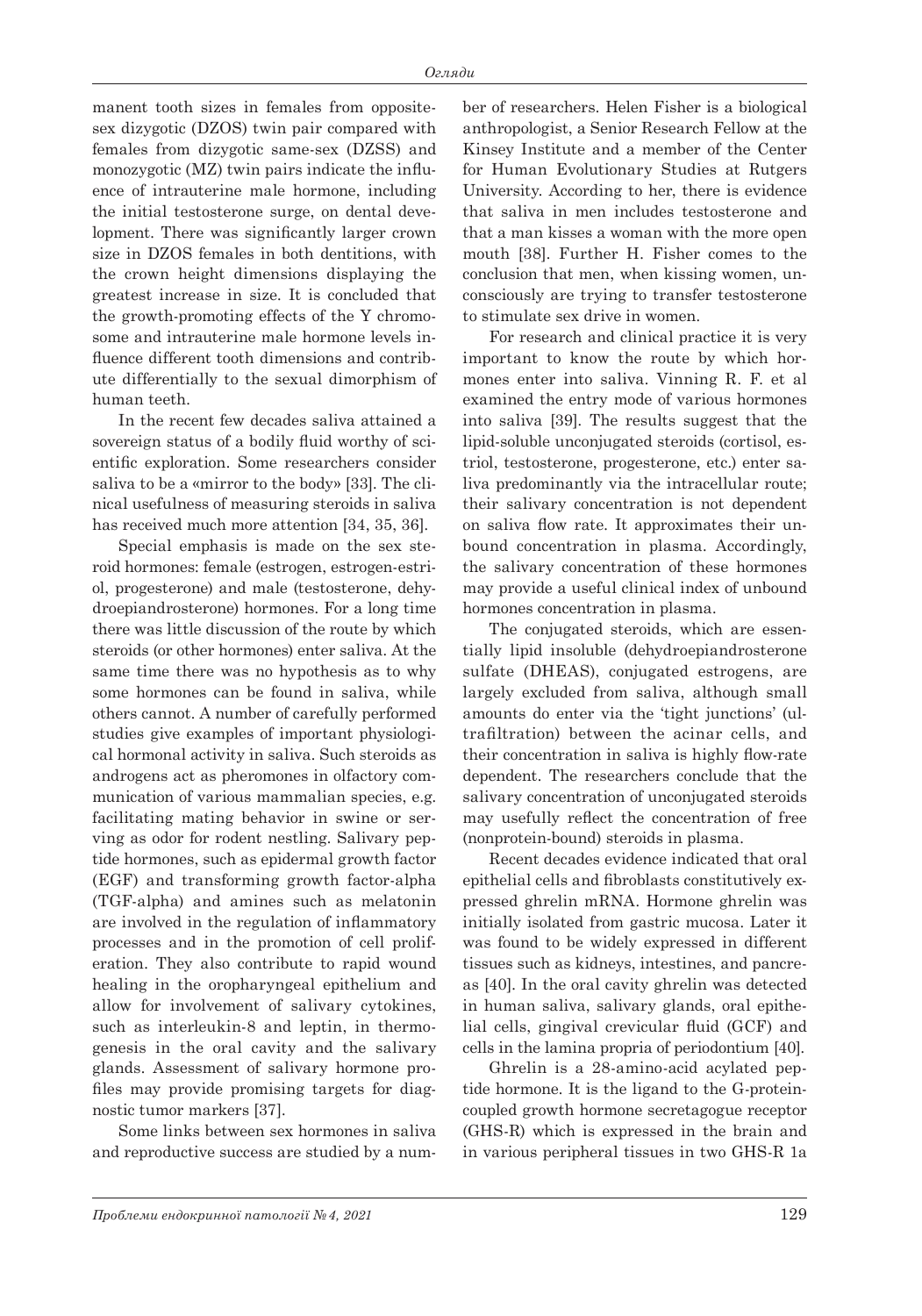manent tooth sizes in females from opposite-sex dizygotic (DZOS) twin pair compared with females from dizygotic same-sex (DZSS) and monozygotic (MZ) twin pairs indicate the influence of intrauterine male hormone, including the initial testosterone surge, on dental development. There was significantly larger crown size in DZOS females in both dentitions, with the crown height dimensions displaying the greatest increase in size. It is concluded that the growth-promoting effects of the Y chromosome and intrauterine male hormone levels influence different tooth dimensions and contribute differentially to the sexual dimorphism of human teeth.

In the recent few decades saliva attained a sovereign status of a bodily fluid worthy of scientific exploration. Some researchers consider saliva to be a «mirror to the body» [33]. The clinical usefulness of measuring steroids in saliva has received much more attention [34, 35, 36].

Special emphasis is made on the sex steroid hormones: female (estrogen, estrogen-estriol, progesterone) and male (testosterone, dehydroepiandrosterone) hormones. For a long time there was little discussion of the route by which steroids (or other hormones) enter saliva. At the same time there was no hypothesis as to why some hormones can be found in saliva, while others cannot. A number of carefully performed studies give examples of important physiological hormonal activity in saliva. Such steroids as androgens act as pheromones in olfactory communication of various mammalian species, e.g. facilitating mating behavior in swine or serving as odor for rodent nestling. Salivary peptide hormones, such as epidermal growth factor (EGF) and transforming growth factor-alpha (TGF-alpha) and amines such as melatonin are involved in the regulation of inflammatory processes and in the promotion of cell proliferation. They also contribute to rapid wound healing in the oropharyngeal epithelium and allow for involvement of salivary cytokines, such as interleukin-8 and leptin, in thermogenesis in the oral cavity and the salivary glands. Assessment of salivary hormone profiles may provide promising targets for diagnostic tumor markers [37].

Some links between sex hormones in saliva and reproductive success are studied by a number of researchers. Helen Fisher is a biological anthropologist, a Senior Research Fellow at the Kinsey Institute and a member of the Center for Human Evolutionary Studies at Rutgers University. According to her, there is evidence that saliva in men includes testosterone and that a man kisses a woman with the more open mouth [38]. Further H. Fisher comes to the conclusion that men, when kissing women, unconsciously are trying to transfer testosterone to stimulate sex drive in women.

For research and clinical practice it is very important to know the route by which hormones enter into saliva. Vinning R. F. et al examined the entry mode of various hormones into saliva [39]. The results suggest that the lipid-soluble unconjugated steroids (cortisol, estriol, testosterone, progesterone, etc.) enter saliva predominantly via the intracellular route; their salivary concentration is not dependent on saliva flow rate. It approximates their unbound concentration in plasma. Accordingly, the salivary concentration of these hormones may provide a useful clinical index of unbound hormones concentration in plasma.

The conjugated steroids, which are essentially lipid insoluble (dehydroepiandrosterone sulfate (DHEAS), conjugated estrogens, are largely excluded from saliva, although small amounts do enter via the 'tight junctions' (ultrafiltration) between the acinar cells, and their concentration in saliva is highly flow-rate dependent. The researchers conclude that the salivary concentration of unconjugated steroids may usefully reflect the concentration of free (nonprotein-bound) steroids in plasma.

Recent decades evidence indicated that oral epithelial cells and fibroblasts constitutively expressed ghrelin mRNA. Hormone ghrelin was initially isolated from gastric mucosa. Later it was found to be widely expressed in different tissues such as kidneys, intestines, and pancreas [40]. In the oral cavity ghrelin was detected in human saliva, salivary glands, oral epithelial cells, gingival crevicular fluid (GCF) and cells in the lamina propria of periodontium [40].

Ghrelin is a 28-amino-acid acylated peptide hormone. It is the ligand to the G-protein-coupled growth hormone secretagogue receptor (GHS-R) which is expressed in the brain and in various peripheral tissues in two GHS-R 1a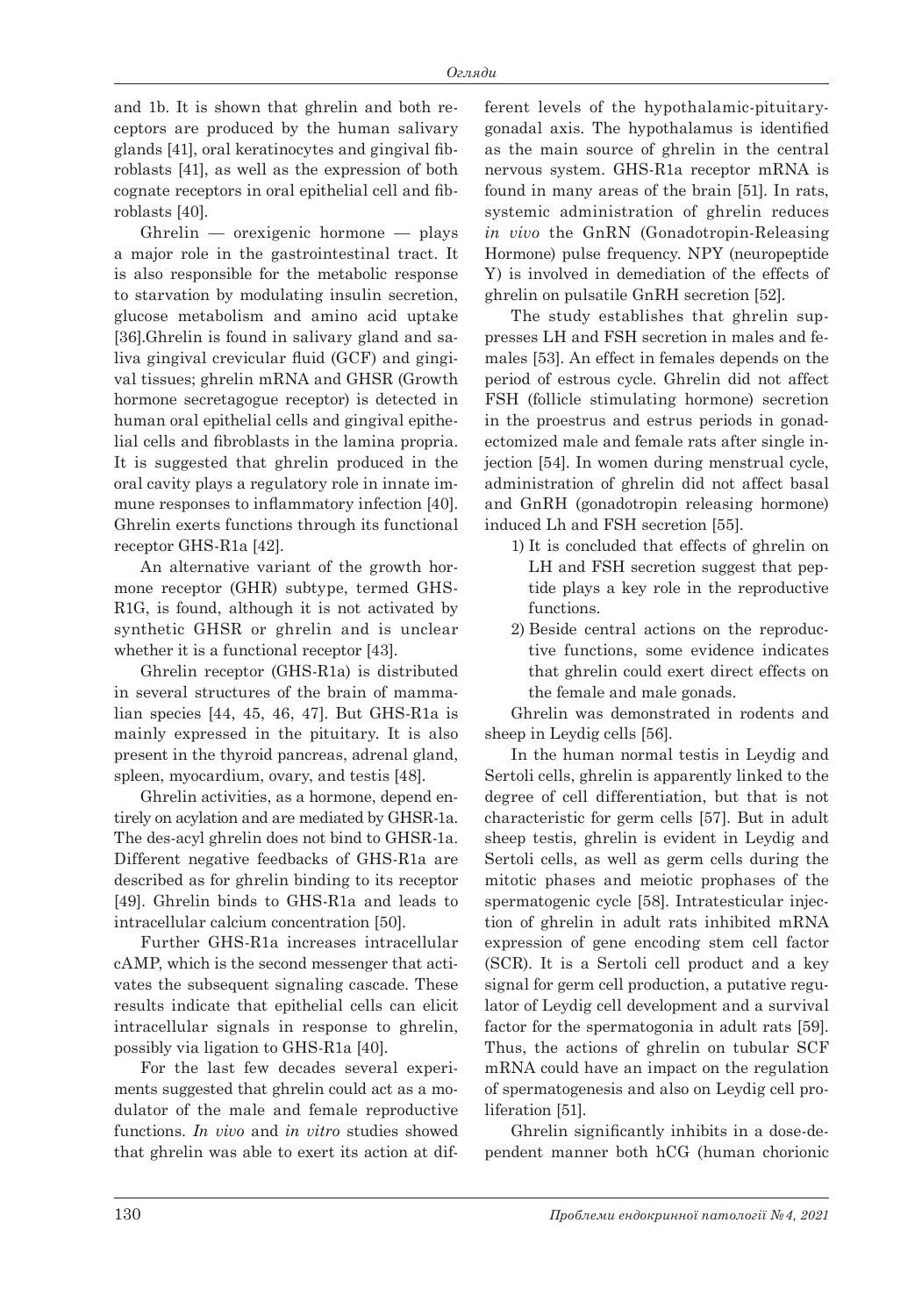and 1b. It is shown that ghrelin and both receptors are produced by the human salivary glands [41], oral keratinocytes and gingival fibroblasts [41], as well as the expression of both cognate receptors in oral epithelial cell and fibroblasts [40].

Ghrelin — orexigenic hormone — plays a major role in the gastrointestinal tract. It is also responsible for the metabolic response to starvation by modulating insulin secretion, glucose metabolism and amino acid uptake [36].Ghrelin is found in salivary gland and saliva gingival crevicular fluid (GCF) and gingival tissues; ghrelin mRNA and GHSR (Growth hormone secretagogue receptor) is detected in human oral epithelial cells and gingival epithelial cells and fibroblasts in the lamina propria. It is suggested that ghrelin produced in the oral cavity plays a regulatory role in innate immune responses to inflammatory infection [40]. Ghrelin exerts functions through its functional receptor GHS-R1a [42].

An alternative variant of the growth hormone receptor (GHR) subtype, termed GHS-R1G, is found, although it is not activated by synthetic GHSR or ghrelin and is unclear whether it is a functional receptor [43].

Ghrelin receptor (GHS-R1a) is distributed in several structures of the brain of mammalian species [44, 45, 46, 47]. But GHS-R1a is mainly expressed in the pituitary. It is also present in the thyroid pancreas, adrenal gland, spleen, myocardium, ovary, and testis [48].

Ghrelin activities, as a hormone, depend entirely on acylation and are mediated by GHSR-1a. The des-acyl ghrelin does not bind to GHSR-1a. Different negative feedbacks of GHS-R1a are described as for ghrelin binding to its receptor [49]. Ghrelin binds to GHS-R1a and leads to intracellular calcium concentration [50].

Further GHS-R1a increases intracellular cAMP, which is the second messenger that activates the subsequent signaling cascade. These results indicate that epithelial cells can elicit intracellular signals in response to ghrelin, possibly via ligation to GHS-R1a [40].

For the last few decades several experiments suggested that ghrelin could act as a modulator of the male and female reproductive functions. *In vivo* and *in vitro* studies showed that ghrelin was able to exert its action at different levels of the hypothalamic-pituitary-gonadal axis. The hypothalamus is identified as the main source of ghrelin in the central nervous system. GHS-R1a receptor mRNA is found in many areas of the brain [51]. In rats, systemic administration of ghrelin reduces *in vivo* the GnRN (Gonadotropin-Releasing Hormone) pulse frequency. NPY (neuropeptide Y) is involved in demediation of the effects of ghrelin on pulsatile GnRH secretion [52].

The study establishes that ghrelin suppresses LH and FSH secretion in males and females [53]. An effect in females depends on the period of estrous cycle. Ghrelin did not affect FSH (follicle stimulating hormone) secretion in the proestrus and estrus periods in gonadectomized male and female rats after single injection [54]. In women during menstrual cycle, administration of ghrelin did not affect basal and GnRH (gonadotropin releasing hormone) induced Lh and FSH secretion [55].

1) It is concluded that effects of ghrelin on LH and FSH secretion suggest that peptide plays a key role in the reproductive functions.
2) Beside central actions on the reproductive functions, some evidence indicates that ghrelin could exert direct effects on the female and male gonads.

Ghrelin was demonstrated in rodents and sheep in Leydig cells [56].

In the human normal testis in Leydig and Sertoli cells, ghrelin is apparently linked to the degree of cell differentiation, but that is not characteristic for germ cells [57]. But in adult sheep testis, ghrelin is evident in Leydig and Sertoli cells, as well as germ cells during the mitotic phases and meiotic prophases of the spermatogenic cycle [58]. Intratesticular injection of ghrelin in adult rats inhibited mRNA expression of gene encoding stem cell factor (SCR). It is a Sertoli cell product and a key signal for germ cell production, a putative regulator of Leydig cell development and a survival factor for the spermatogonia in adult rats [59]. Thus, the actions of ghrelin on tubular SCF mRNA could have an impact on the regulation of spermatogenesis and also on Leydig cell proliferation [51].

Ghrelin significantly inhibits in a dose-dependent manner both hCG (human chorionic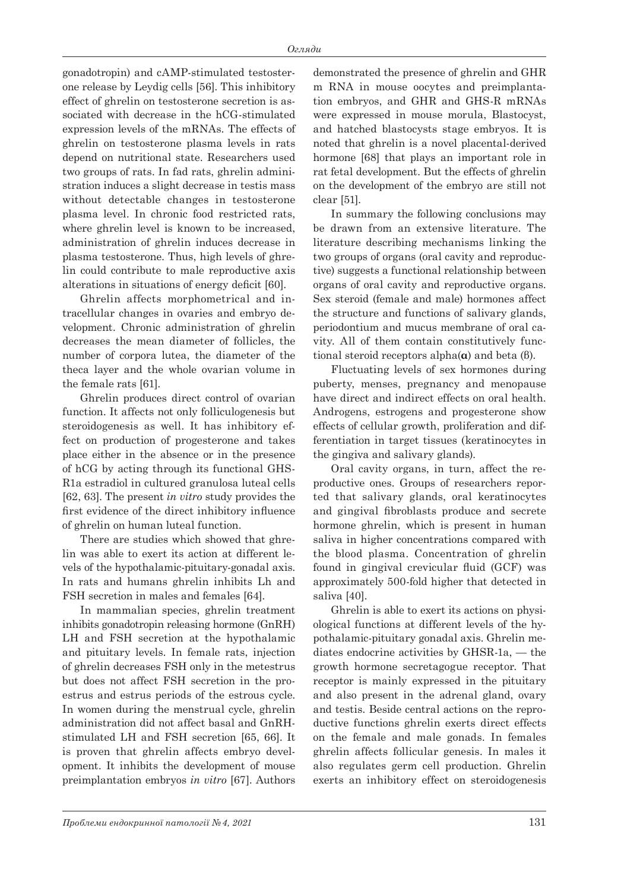gonadotropin) and cAMP-stimulated testosterone release by Leydig cells [56]. This inhibitory effect of ghrelin on testosterone secretion is associated with decrease in the hCG-stimulated expression levels of the mRNAs. The effects of ghrelin on testosterone plasma levels in rats depend on nutritional state. Researchers used two groups of rats. In fad rats, ghrelin administration induces a slight decrease in testis mass without detectable changes in testosterone plasma level. In chronic food restricted rats, where ghrelin level is known to be increased, administration of ghrelin induces decrease in plasma testosterone. Thus, high levels of ghrelin could contribute to male reproductive axis alterations in situations of energy deficit [60].

Ghrelin affects morphometrical and intracellular changes in ovaries and embryo development. Chronic administration of ghrelin decreases the mean diameter of follicles, the number of corpora lutea, the diameter of the theca layer and the whole ovarian volume in the female rats [61].

Ghrelin produces direct control of ovarian function. It affects not only folliculogenesis but steroidogenesis as well. It has inhibitory effect on production of progesterone and takes place either in the absence or in the presence of hCG by acting through its functional GHS-R1a estradiol in cultured granulosa luteal cells [62, 63]. The present *in vitro* study provides the first evidence of the direct inhibitory influence of ghrelin on human luteal function.

There are studies which showed that ghrelin was able to exert its action at different levels of the hypothalamic-pituitary-gonadal axis. In rats and humans ghrelin inhibits Lh and FSH secretion in males and females [64].

In mammalian species, ghrelin treatment inhibits gonadotropin releasing hormone (GnRH) LH and FSH secretion at the hypothalamic and pituitary levels. In female rats, injection of ghrelin decreases FSH only in the metestrus but does not affect FSH secretion in the proestrus and estrus periods of the estrous cycle. In women during the menstrual cycle, ghrelin administration did not affect basal and GnRH-stimulated LH and FSH secretion [65, 66]. It is proven that ghrelin affects embryo development. It inhibits the development of mouse preimplantation embryos *in vitro* [67]. Authors demonstrated the presence of ghrelin and GHR m RNA in mouse oocytes and preimplantation embryos, and GHR and GHS-R mRNAs were expressed in mouse morula, Blastocyst, and hatched blastocysts stage embryos. It is noted that ghrelin is a novel placental-derived hormone [68] that plays an important role in rat fetal development. But the effects of ghrelin on the development of the embryo are still not clear [51].

In summary the following conclusions may be drawn from an extensive literature. The literature describing mechanisms linking the two groups of organs (oral cavity and reproductive) suggests a functional relationship between organs of oral cavity and reproductive organs. Sex steroid (female and male) hormones affect the structure and functions of salivary glands, periodontium and mucus membrane of oral cavity. All of them contain constitutively functional steroid receptors alpha($\alpha$) and beta ($\beta$).

Fluctuating levels of sex hormones during puberty, menses, pregnancy and menopause have direct and indirect effects on oral health. Androgens, estrogens and progesterone show effects of cellular growth, proliferation and differentiation in target tissues (keratinocytes in the gingiva and salivary glands).

Oral cavity organs, in turn, affect the reproductive ones. Groups of researchers reported that salivary glands, oral keratinocytes and gingival fibroblasts produce and secrete hormone ghrelin, which is present in human saliva in higher concentrations compared with the blood plasma. Concentration of ghrelin found in gingival crevicular fluid (GCF) was approximately 500-fold higher that detected in saliva [40].

Ghrelin is able to exert its actions on physiological functions at different levels of the hypothalamic-pituitary gonadal axis. Ghrelin mediates endocrine activities by GHSR-1a, — the growth hormone secretagogue receptor. That receptor is mainly expressed in the pituitary and also present in the adrenal gland, ovary and testis. Beside central actions on the reproductive functions ghrelin exerts direct effects on the female and male gonads. In females ghrelin affects follicular genesis. In males it also regulates germ cell production. Ghrelin exerts an inhibitory effect on steroidogenesis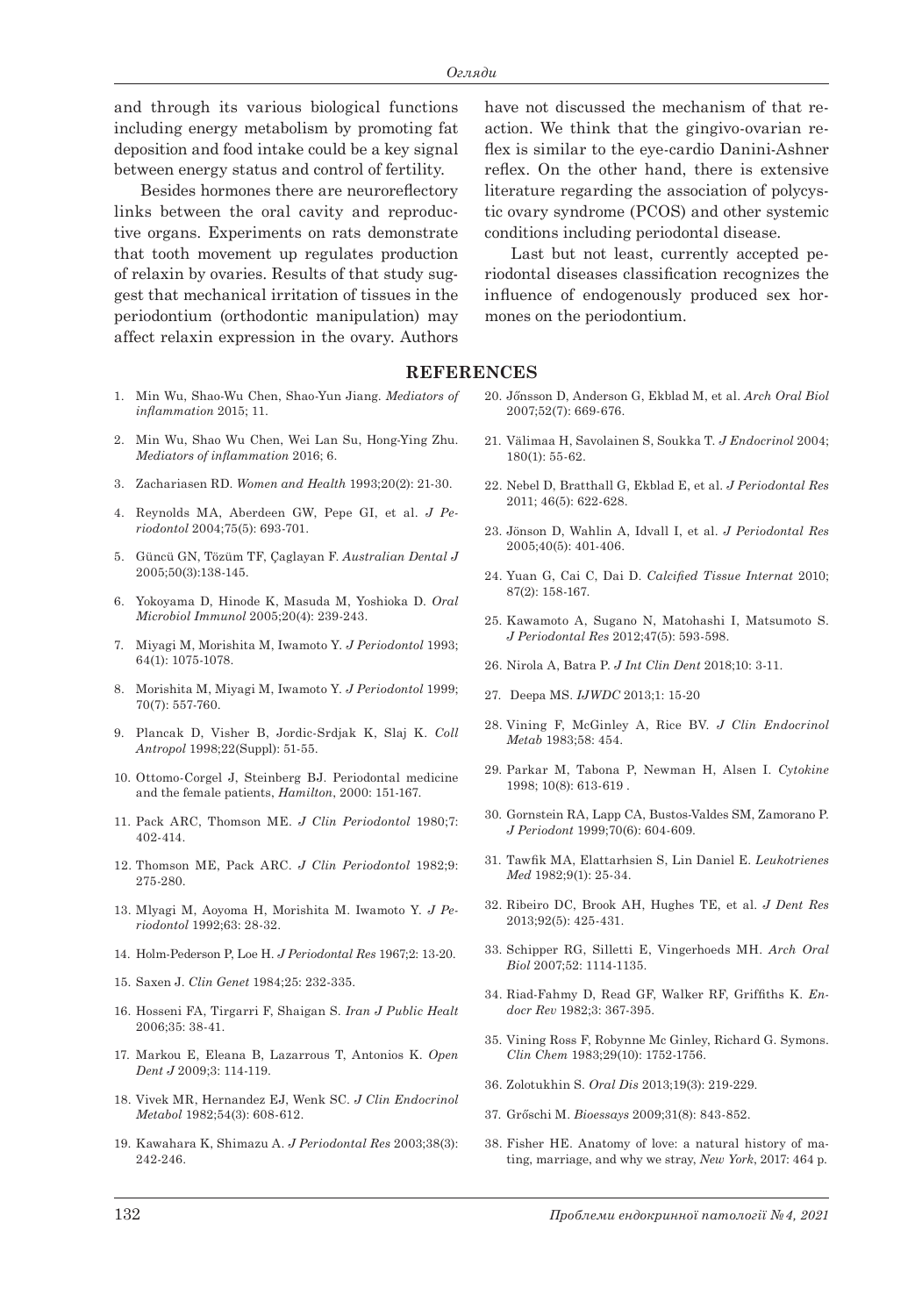and through its various biological functions including energy metabolism by promoting fat deposition and food intake could be a key signal between energy status and control of fertility.

Besides hormones there are neuroreflectory links between the oral cavity and reproductive organs. Experiments on rats demonstrate that tooth movement up regulates production of relaxin by ovaries. Results of that study suggest that mechanical irritation of tissues in the periodontium (orthodontic manipulation) may affect relaxin expression in the ovary. Authors have not discussed the mechanism of that reaction. We think that the gingivo-ovarian reflex is similar to the eye-cardio Danini-Ashner reflex. On the other hand, there is extensive literature regarding the association of polycystic ovary syndrome (PCOS) and other systemic conditions including periodontal disease.

Last but not least, currently accepted periodontal diseases classification recognizes the influence of endogenously produced sex hormones on the periodontium.

## REFERENCES

1. Min Wu, Shao-Wu Chen, Shao-Yun Jiang. *Mediators of inflammation* 2015; 11.
2. Min Wu, Shao Wu Chen, Wei Lan Su, Hong-Ying Zhu. *Mediators of inflammation* 2016; 6.
3. Zachariasen RD. *Women and Health* 1993;20(2): 21-30.
4. Reynolds MA, Aberdeen GW, Pepe GI, et al. *J Periodontol* 2004;75(5): 693-701.
5. Güncü GN, Tözüm TF, Çaglayan F. *Australian Dental J* 2005;50(3):138-145.
6. Yokoyama D, Hinode K, Masuda M, Yoshioka D. *Oral Microbiol Immunol* 2005;20(4): 239-243.
7. Miyagi M, Morishita M, Iwamoto Y. *J Periodontol* 1993; 64(1): 1075-1078.
8. Morishita M, Miyagi M, Iwamoto Y. *J Periodontol* 1999; 70(7): 557-760.
9. Plancak D, Visher B, Jordic-Srdjak K, Slaj K. *Coll Antropol* 1998;22(Suppl): 51-55.
10. Ottomo-Corgel J, Steinberg BJ. Periodontal medicine and the female patients, *Hamilton*, 2000: 151-167.
11. Pack ARC, Thomson ME. *J Clin Periodontol* 1980;7: 402-414.
12. Thomson ME, Pack ARC. *J Clin Periodontol* 1982;9: 275-280.
13. Mlyagi M, Aoyoma H, Morishita M. Iwamoto Y. *J Periodontol* 1992;63: 28-32.
14. Holm-Pederson P, Loe H. *J Periodontal Res* 1967;2: 13-20.
15. Saxen J. *Clin Genet* 1984;25: 232-335.
16. Hosseni FA, Tirgarri F, Shaigan S. *Iran J Public Healt* 2006;35: 38-41.
17. Markou E, Eleana B, Lazarrous T, Antonios K. *Open Dent J* 2009;3: 114-119.
18. Vivek MR, Hernandez EJ, Wenk SC. *J Clin Endocrinol Metabol* 1982;54(3): 608-612.
19. Kawahara K, Shimazu A. *J Periodontal Res* 2003;38(3): 242-246.
20. Jőnsson D, Anderson G, Ekblad M, et al. *Arch Oral Biol* 2007;52(7): 669-676.
21. Välimaa H, Savolainen S, Soukka T. *J Endocrinol* 2004; 180(1): 55-62.
22. Nebel D, Bratthall G, Ekblad E, et al. *J Periodontal Res* 2011; 46(5): 622-628.
23. Jönson D, Wahlin A, Idvall I, et al. *J Periodontal Res* 2005;40(5): 401-406.
24. Yuan G, Cai C, Dai D. *Calcified Tissue Internat* 2010; 87(2): 158-167.
25. Kawamoto A, Sugano N, Matohashi I, Matsumoto S. *J Periodontal Res* 2012;47(5): 593-598.
26. Nirola A, Batra P. *J Int Clin Dent* 2018;10: 3-11.
27. Deepa MS. *IJWDC* 2013;1: 15-20
28. Vining F, McGinley A, Rice BV. *J Clin Endocrinol Metab* 1983;58: 454.
29. Parkar M, Tabona P, Newman H, Alsen I. *Cytokine* 1998; 10(8): 613-619 .
30. Gornstein RA, Lapp CA, Bustos-Valdes SM, Zamorano P. *J Periodont* 1999;70(6): 604-609.
31. Tawfik MA, Elattarhsien S, Lin Daniel E. *Leukotrienes Med* 1982;9(1): 25-34.
32. Ribeiro DC, Brook AH, Hughes TE, et al. *J Dent Res* 2013;92(5): 425-431.
33. Schipper RG, Silletti E, Vingerhoeds MH. *Arch Oral Biol* 2007;52: 1114-1135.
34. Riad-Fahmy D, Read GF, Walker RF, Griffiths K. *Endocr Rev* 1982;3: 367-395.
35. Vining Ross F, Robynne Mc Ginley, Richard G. Symons. *Clin Chem* 1983;29(10): 1752-1756.
36. Zolotukhin S. *Oral Dis* 2013;19(3): 219-229.
37. Grőschi M. *Bioessays* 2009;31(8): 843-852.
38. Fisher HE. Anatomy of love: a natural history of mating, marriage, and why we stray, *New York*, 2017: 464 p.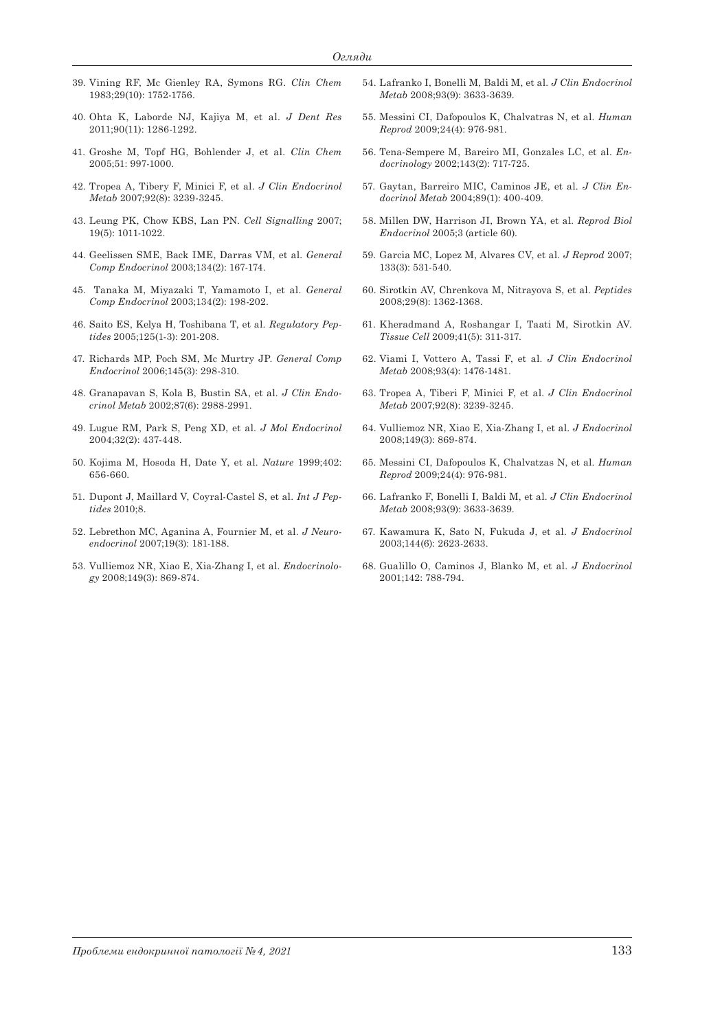39. Vining RF, Mc Gienley RA, Symons RG. *Clin Chem* 1983;29(10): 1752-1756.
40. Ohta K, Laborde NJ, Kajiya M, et al. *J Dent Res* 2011;90(11): 1286-1292.
41. Groshe M, Topf HG, Bohlender J, et al. *Clin Chem* 2005;51: 997-1000.
42. Tropea A, Tibery F, Minici F, et al. *J Clin Endocrinol Metab* 2007;92(8): 3239-3245.
43. Leung PK, Chow KBS, Lan PN. *Cell Signalling* 2007; 19(5): 1011-1022.
44. Geelissen SME, Back IME, Darras VM, et al. *General Comp Endocrinol* 2003;134(2): 167-174.
45. Tanaka M, Miyazaki T, Yamamoto I, et al. *General Comp Endocrinol* 2003;134(2): 198-202.
46. Saito ES, Kelya H, Toshibana T, et al. *Regulatory Peptides* 2005;125(1-3): 201-208.
47. Richards MP, Poch SM, Mc Murtry JP. *General Comp Endocrinol* 2006;145(3): 298-310.
48. Granapavan S, Kola B, Bustin SA, et al. *J Clin Endocrinol Metab* 2002;87(6): 2988-2991.
49. Lugue RM, Park S, Peng XD, et al. *J Mol Endocrinol* 2004;32(2): 437-448.
50. Kojima M, Hosoda H, Date Y, et al. *Nature* 1999;402: 656-660.
51. Dupont J, Maillard V, Coyral-Castel S, et al. *Int J Peptides* 2010;8.
52. Lebrethon MC, Aganina A, Fournier M, et al. *J Neuroendocrinol* 2007;19(3): 181-188.
53. Vulliemoz NR, Xiao E, Xia-Zhang I, et al. *Endocrinology* 2008;149(3): 869-874.
54. Lafranko I, Bonelli M, Baldi M, et al. *J Clin Endocrinol Metab* 2008;93(9): 3633-3639.
55. Messini CI, Dafopoulos K, Chalvatras N, et al. *Human Reprod* 2009;24(4): 976-981.
56. Tena-Sempere M, Bareiro MI, Gonzales LC, et al. *Endocrinology* 2002;143(2): 717-725.
57. Gaytan, Barreiro MIC, Caminos JE, et al. *J Clin Endocrinol Metab* 2004;89(1): 400-409.
58. Millen DW, Harrison JI, Brown YA, et al. *Reprod Biol Endocrinol* 2005;3 (article 60).
59. Garcia MC, Lopez M, Alvares CV, et al. *J Reprod* 2007; 133(3): 531-540.
60. Sirotkin AV, Chrenkova M, Nitrayova S, et al. *Peptides* 2008;29(8): 1362-1368.
61. Kheradmand A, Roshangar I, Taati M, Sirotkin AV. *Tissue Cell* 2009;41(5): 311-317.
62. Viami I, Vottero A, Tassi F, et al. *J Clin Endocrinol Metab* 2008;93(4): 1476-1481.
63. Tropea A, Tiberi F, Minici F, et al. *J Clin Endocrinol Metab* 2007;92(8): 3239-3245.
64. Vulliemoz NR, Xiao E, Xia-Zhang I, et al. *J Endocrinol* 2008;149(3): 869-874.
65. Messini CI, Dafopoulos K, Chalvatzas N, et al. *Human Reprod* 2009;24(4): 976-981.
66. Lafranko F, Bonelli I, Baldi M, et al. *J Clin Endocrinol Metab* 2008;93(9): 3633-3639.
67. Kawamura K, Sato N, Fukuda J, et al. *J Endocrinol* 2003;144(6): 2623-2633.
68. Gualillo O, Caminos J, Blanko M, et al. *J Endocrinol* 2001;142: 788-794.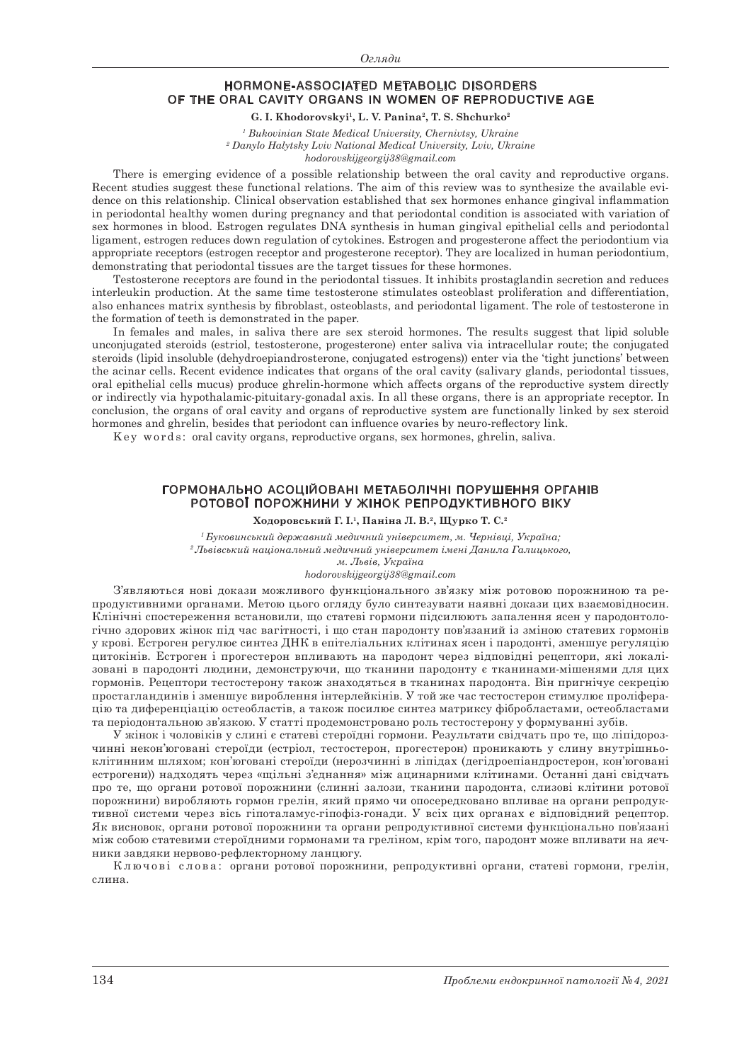# HORMONE-ASSOCIATED METABOLIC DISORDERS OF THE ORAL CAVITY ORGANS IN WOMEN OF REPRODUCTIVE AGE

**G. I. Khodorovskyi[1], L. V. Panina[2], T. S. Shchurko[2]**

*[1] Bukovinian State Medical University, Chernivtsy, Ukraine*
*[2] Danylo Halytsky Lviv National Medical University, Lviv, Ukraine*
*hodorovskijgeorgij38@gmail.com*

There is emerging evidence of a possible relationship between the oral cavity and reproductive organs. Recent studies suggest these functional relations. The aim of this review was to synthesize the available evidence on this relationship. Clinical observation established that sex hormones enhance gingival inflammation in periodontal healthy women during pregnancy and that periodontal condition is associated with variation of sex hormones in blood. Estrogen regulates DNA synthesis in human gingival epithelial cells and periodontal ligament, estrogen reduces down regulation of cytokines. Estrogen and progesterone affect the periodontium via appropriate receptors (estrogen receptor and progesterone receptor). They are localized in human periodontium, demonstrating that periodontal tissues are the target tissues for these hormones.

Testosterone receptors are found in the periodontal tissues. It inhibits prostaglandin secretion and reduces interleukin production. At the same time testosterone stimulates osteoblast proliferation and differentiation, also enhances matrix synthesis by fibroblast, osteoblasts, and periodontal ligament. The role of testosterone in the formation of teeth is demonstrated in the paper.

In females and males, in saliva there are sex steroid hormones. The results suggest that lipid soluble unconjugated steroids (estriol, testosterone, progesterone) enter saliva via intracellular route; the conjugated steroids (lipid insoluble (dehydroepiandrosterone, conjugated estrogens)) enter via the 'tight junctions' between the acinar cells. Recent evidence indicates that organs of the oral cavity (salivary glands, periodontal tissues, oral epithelial cells mucus) produce ghrelin-hormone which affects organs of the reproductive system directly or indirectly via hypothalamic-pituitary-gonadal axis. In all these organs, there is an appropriate receptor. In conclusion, the organs of oral cavity and organs of reproductive system are functionally linked by sex steroid hormones and ghrelin, besides that periodont can influence ovaries by neuro-reflectory link.

Key words: oral cavity organs, reproductive organs, sex hormones, ghrelin, saliva.

# ГОРМОНАЛЬНО АСОЦІЙОВАНІ МЕТАБОЛІЧНІ ПОРУШЕННЯ ОРГАНІВ РОТОВОЇ ПОРОЖНИНИ У ЖІНОК РЕПРОДУКТИВНОГО ВІКУ

**Ходоровський Г. І.[1], Паніна Л. В.[2], Щурко Т. С.[2]**

*[1] Буковинський державний медичний університет, м. Чернівці, Україна;*
*[2] Львівський національний медичний університет імені Данила Галицького, м. Львів, Україна*
*hodorovskijgeorgij38@gmail.com*

З'являються нові докази можливого функціонального зв'язку між ротовою порожниною та репродуктивними органами. Метою цього огляду було синтезувати наявні докази цих взаємовідносин. Клінічні спостереження встановили, що статеві гормони підсилюють запалення ясен у пародонтологічно здорових жінок під час вагітності, і що стан пародонту пов'язаний із зміною статевих гормонів у крові. Естроген регулює синтез ДНК в епітеліальних клітинах ясен і пародонті, зменшує регуляцію цитокінів. Естроген і прогестерон впливають на пародонт через відповідні рецептори, які локалізовані в пародонті людини, демонструючи, що тканини пародонту є тканинами-мішенями для цих гормонів. Рецептори тестостерону також знаходяться в тканинах пародонта. Він пригнічує секрецію простагландинів і зменшує вироблення інтерлейкінів. У той же час тестостерон стимулює проліферацію та диференціацію остеобластів, а також посилює синтез матриксу фібробластами, остеобластами та періодонтальною зв'язкою. У статті продемонстровано роль тестостерону у формуванні зубів.

У жінок і чоловіків у слині є статеві стероїдні гормони. Результати свідчать про те, що ліпідорозчинні некон'юговані стероїди (естріол, тестостерон, прогестерон) проникають у слину внутрішньоклітинним шляхом; кон'юговані стероїди (нерозчинні в ліпідах (дегідроепіандростерон, кон'юговані естрогени)) надходять через «щільні з'єднання» між ацинарними клітинами. Останні дані свідчать про те, що органи ротової порожнини (слинні залози, тканини пародонта, слизові клітини ротової порожнини) виробляють гормон грелін, який прямо чи опосередковано впливає на органи репродуктивної системи через вісь гіпоталамус-гіпофіз-гонади. У всіх цих органах є відповідний рецептор. Як висновок, органи ротової порожнини та органи репродуктивної системи функціонально пов'язані між собою статевими стероїдними гормонами та греліном, крім того, пародонт може впливати на яєчники завдяки нервово-рефлекторному ланцюгу.

Ключові слова: органи ротової порожнини, репродуктивні органи, статеві гормони, грелін, слина.